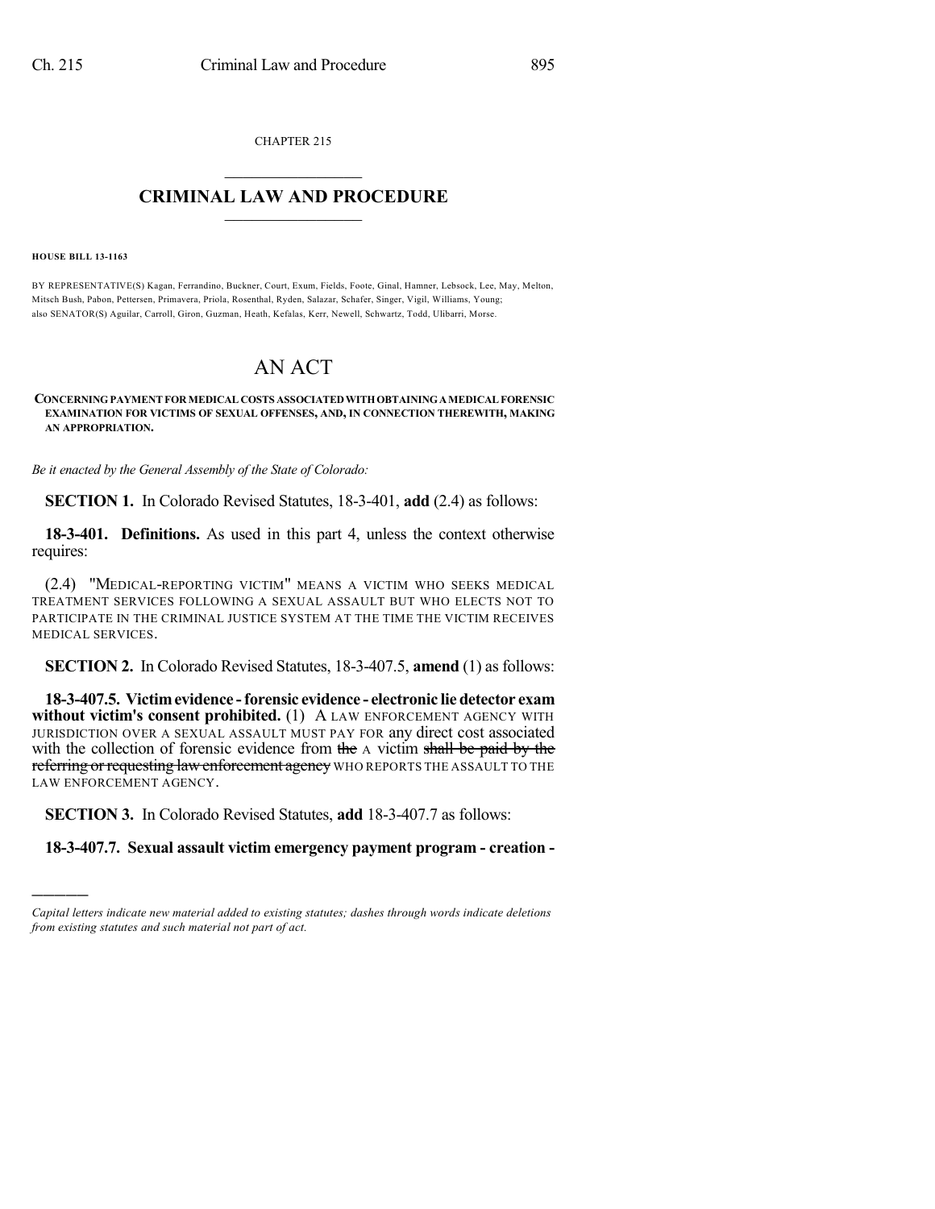CHAPTER 215

# CRIMINAL LAW AND PROCEDURE

**HOUSE BILL 13-1163**

BY REPRESENTATIVE(S) Kagan, Ferrandino, Buckner, Court, Exum, Fields, Foote, Ginal, Hamner, Lebsock, Lee, May, Melton, Mitsch Bush, Pabon, Pettersen, Primavera, Priola, Rosenthal, Ryden, Salazar, Schafer, Singer, Vigil, Williams, Young; also SENATOR(S) Aguilar, Carroll, Giron, Guzman, Heath, Kefalas, Kerr, Newell, Schwartz, Todd, Ulibarri, Morse.

# AN ACT

**CONCERNING PAYMENT FOR MEDICAL COSTS ASSOCIATED WITH OBTAINING A MEDICAL FORENSIC EXAMINATION FOR VICTIMS OF SEXUAL OFFENSES, AND, IN CONNECTION THEREWITH, MAKING AN APPROPRIATION.**

*Be it enacted by the General Assembly of the State of Colorado:*

**SECTION 1.** In Colorado Revised Statutes, 18-3-401, **add** (2.4) as follows:

**18-3-401. Definitions.** As used in this part 4, unless the context otherwise requires:

(2.4) "MEDICAL-REPORTING VICTIM" MEANS A VICTIM WHO SEEKS MEDICAL TREATMENT SERVICES FOLLOWING A SEXUAL ASSAULT BUT WHO ELECTS NOT TO PARTICIPATE IN THE CRIMINAL JUSTICE SYSTEM AT THE TIME THE VICTIM RECEIVES MEDICAL SERVICES.

**SECTION 2.** In Colorado Revised Statutes, 18-3-407.5, **amend** (1) as follows:

**18-3-407.5. Victim evidence - forensic evidence - electronic lie detector exam without victim's consent prohibited.** (1) A LAW ENFORCEMENT AGENCY WITH JURISDICTION OVER A SEXUAL ASSAULT MUST PAY FOR any direct cost associated with the collection of forensic evidence from ~~the~~ A victim ~~shall be paid by the referring or requesting law enforcement agency~~ WHO REPORTS THE ASSAULT TO THE LAW ENFORCEMENT AGENCY.

**SECTION 3.** In Colorado Revised Statutes, **add** 18-3-407.7 as follows:

**18-3-407.7. Sexual assault victim emergency payment program - creation -**

---

*Capital letters indicate new material added to existing statutes; dashes through words indicate deletions from existing statutes and such material not part of act.*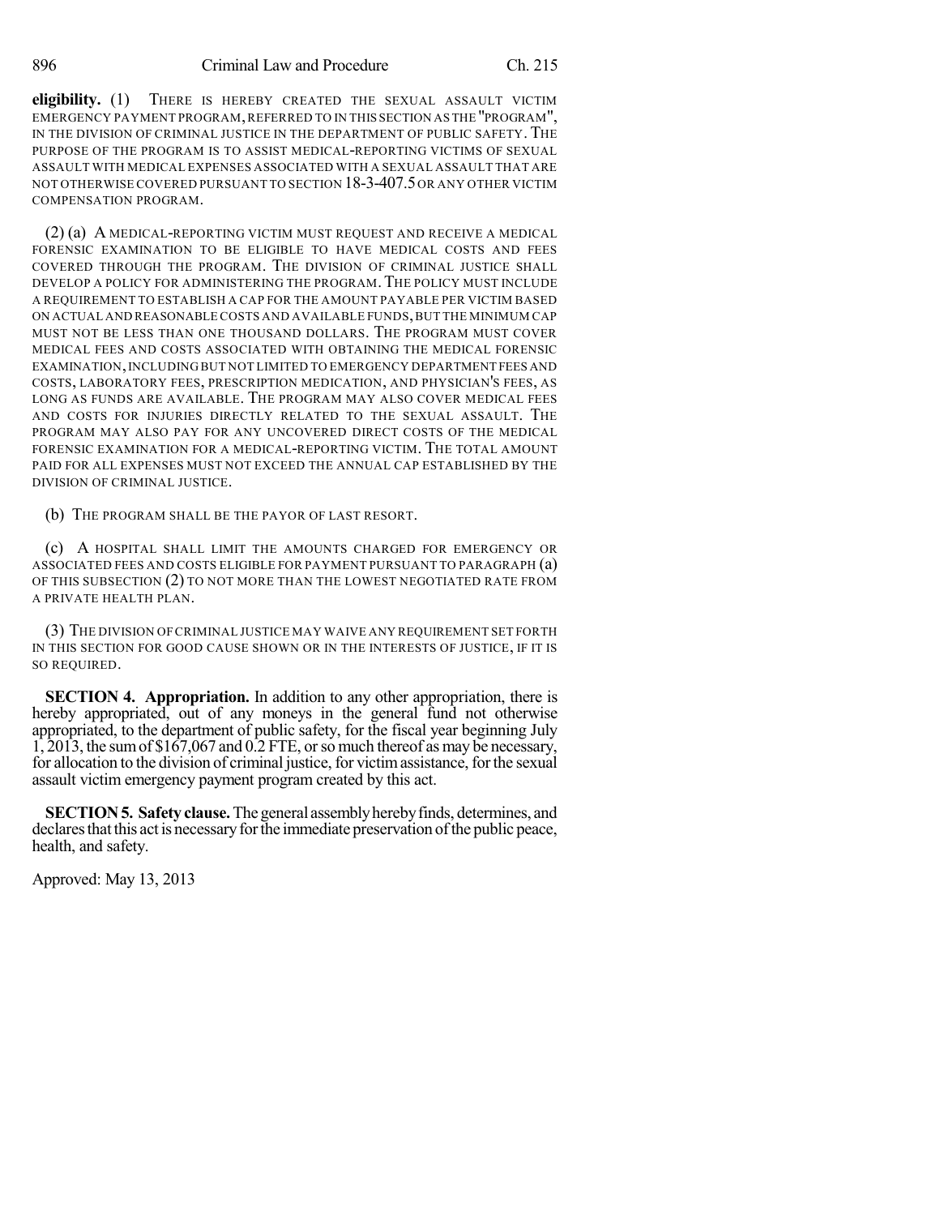**eligibility.** (1) THERE IS HEREBY CREATED THE SEXUAL ASSAULT VICTIM EMERGENCY PAYMENT PROGRAM, REFERRED TO IN THIS SECTION AS THE "PROGRAM", IN THE DIVISION OF CRIMINAL JUSTICE IN THE DEPARTMENT OF PUBLIC SAFETY. THE PURPOSE OF THE PROGRAM IS TO ASSIST MEDICAL-REPORTING VICTIMS OF SEXUAL ASSAULT WITH MEDICAL EXPENSES ASSOCIATED WITH A SEXUAL ASSAULT THAT ARE NOT OTHERWISE COVERED PURSUANT TO SECTION 18-3-407.5 OR ANY OTHER VICTIM COMPENSATION PROGRAM.

(2) (a) A MEDICAL-REPORTING VICTIM MUST REQUEST AND RECEIVE A MEDICAL FORENSIC EXAMINATION TO BE ELIGIBLE TO HAVE MEDICAL COSTS AND FEES COVERED THROUGH THE PROGRAM. THE DIVISION OF CRIMINAL JUSTICE SHALL DEVELOP A POLICY FOR ADMINISTERING THE PROGRAM. THE POLICY MUST INCLUDE A REQUIREMENT TO ESTABLISH A CAP FOR THE AMOUNT PAYABLE PER VICTIM BASED ON ACTUAL AND REASONABLE COSTS AND AVAILABLE FUNDS, BUT THE MINIMUM CAP MUST NOT BE LESS THAN ONE THOUSAND DOLLARS. THE PROGRAM MUST COVER MEDICAL FEES AND COSTS ASSOCIATED WITH OBTAINING THE MEDICAL FORENSIC EXAMINATION, INCLUDING BUT NOT LIMITED TO EMERGENCY DEPARTMENT FEES AND COSTS, LABORATORY FEES, PRESCRIPTION MEDICATION, AND PHYSICIAN'S FEES, AS LONG AS FUNDS ARE AVAILABLE. THE PROGRAM MAY ALSO COVER MEDICAL FEES AND COSTS FOR INJURIES DIRECTLY RELATED TO THE SEXUAL ASSAULT. THE PROGRAM MAY ALSO PAY FOR ANY UNCOVERED DIRECT COSTS OF THE MEDICAL FORENSIC EXAMINATION FOR A MEDICAL-REPORTING VICTIM. THE TOTAL AMOUNT PAID FOR ALL EXPENSES MUST NOT EXCEED THE ANNUAL CAP ESTABLISHED BY THE DIVISION OF CRIMINAL JUSTICE.

(b) THE PROGRAM SHALL BE THE PAYOR OF LAST RESORT.

(c) A HOSPITAL SHALL LIMIT THE AMOUNTS CHARGED FOR EMERGENCY OR ASSOCIATED FEES AND COSTS ELIGIBLE FOR PAYMENT PURSUANT TO PARAGRAPH (a) OF THIS SUBSECTION (2) TO NOT MORE THAN THE LOWEST NEGOTIATED RATE FROM A PRIVATE HEALTH PLAN.

(3) THE DIVISION OF CRIMINAL JUSTICE MAY WAIVE ANY REQUIREMENT SET FORTH IN THIS SECTION FOR GOOD CAUSE SHOWN OR IN THE INTERESTS OF JUSTICE, IF IT IS SO REQUIRED.

**SECTION 4. Appropriation.** In addition to any other appropriation, there is hereby appropriated, out of any moneys in the general fund not otherwise appropriated, to the department of public safety, for the fiscal year beginning July 1, 2013, the sum of $167,067 and 0.2 FTE, or so much thereof as may be necessary, for allocation to the division of criminal justice, for victim assistance, for the sexual assault victim emergency payment program created by this act.

**SECTION 5. Safety clause.** The general assembly hereby finds, determines, and declares that this act is necessary for the immediate preservation of the public peace, health, and safety.

Approved: May 13, 2013